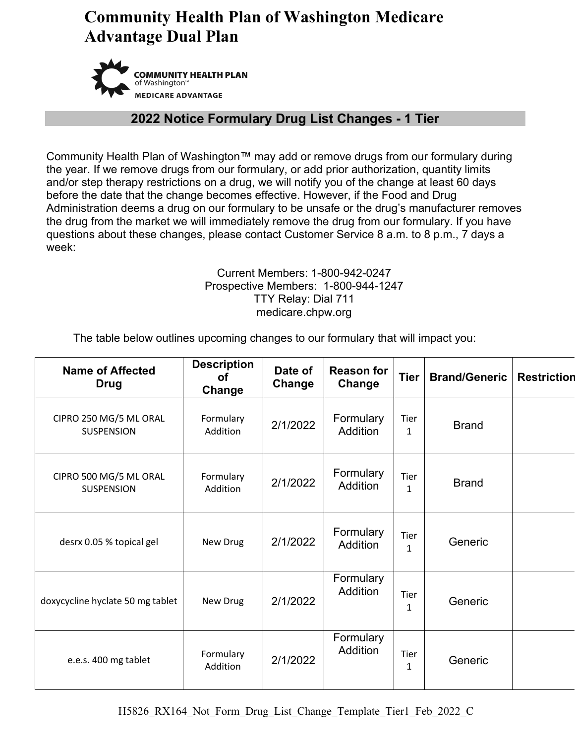# Community Health Plan of Washington Medicare Advantage Dual Plan

COMMUNITY HEALTH PLAN of Washington™ MEDICARE ADVANTAGE

## 2022 Notice Formulary Drug List Changes - 1 Tier

Community Health Plan of Washington™ may add or remove drugs from our formulary during the year. If we remove drugs from our formulary, or add prior authorization, quantity limits and/or step therapy restrictions on a drug, we will notify you of the change at least 60 days before the date that the change becomes effective. However, if the Food and Drug Administration deems a drug on our formulary to be unsafe or the drug's manufacturer removes the drug from the market we will immediately remove the drug from our formulary. If you have questions about these changes, please contact Customer Service 8 a.m. to 8 p.m., 7 days a week:

Current Members: 1-800-942-0247
Prospective Members: 1-800-944-1247
TTY Relay: Dial 711
medicare.chpw.org

The table below outlines upcoming changes to our formulary that will impact you:

| Name of Affected Drug | Description of Change | Date of Change | Reason for Change | Tier | Brand/Generic | Restriction |
|---|---|---|---|---|---|---|
| CIPRO 250 MG/5 ML ORAL SUSPENSION | Formulary Addition | 2/1/2022 | Formulary Addition | Tier 1 | Brand | |
| CIPRO 500 MG/5 ML ORAL SUSPENSION | Formulary Addition | 2/1/2022 | Formulary Addition | Tier 1 | Brand | |
| desrx 0.05 % topical gel | New Drug | 2/1/2022 | Formulary Addition | Tier 1 | Generic | |
| doxycycline hyclate 50 mg tablet | New Drug | 2/1/2022 | Formulary Addition | Tier 1 | Generic | |
| e.e.s. 400 mg tablet | Formulary Addition | 2/1/2022 | Formulary Addition | Tier 1 | Generic | |

H5826_RX164_Not_Form_Drug_List_Change_Template_Tier1_Feb_2022_C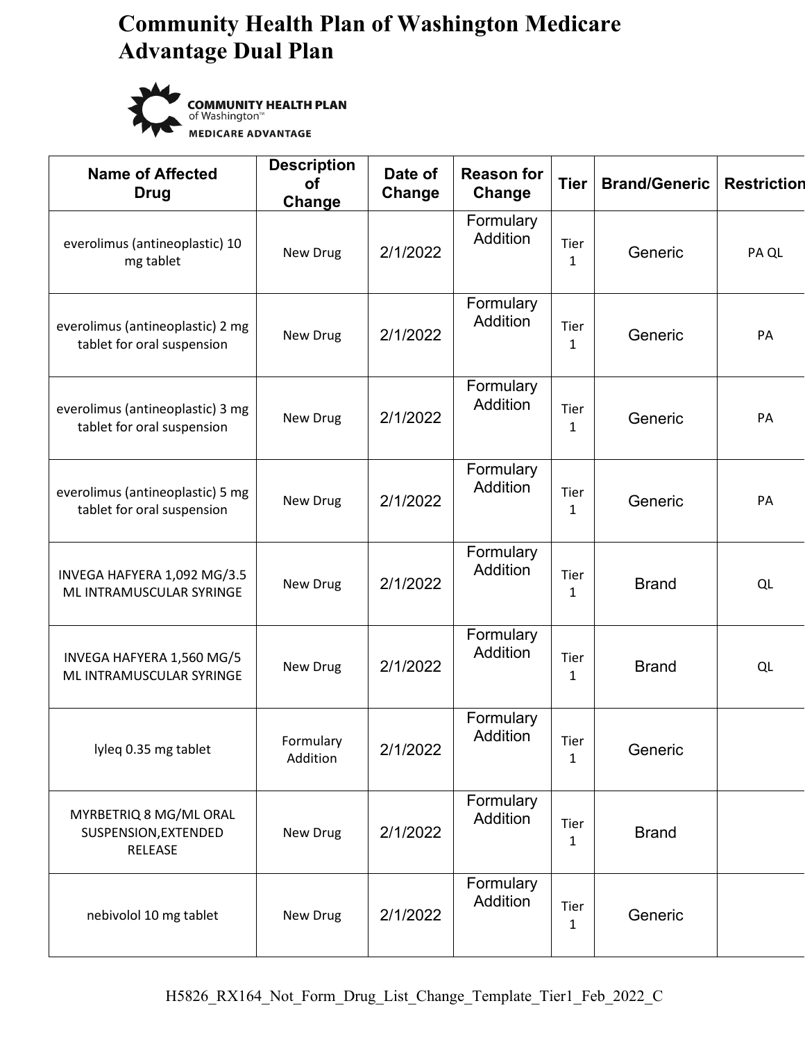# Community Health Plan of Washington Medicare Advantage Dual Plan

| Name of Affected Drug | Description of Change | Date of Change | Reason for Change | Tier | Brand/Generic | Restriction |
|---|---|---|---|---|---|---|
| everolimus (antineoplastic) 10 mg tablet | New Drug | 2/1/2022 | Formulary Addition | Tier 1 | Generic | PA QL |
| everolimus (antineoplastic) 2 mg tablet for oral suspension | New Drug | 2/1/2022 | Formulary Addition | Tier 1 | Generic | PA |
| everolimus (antineoplastic) 3 mg tablet for oral suspension | New Drug | 2/1/2022 | Formulary Addition | Tier 1 | Generic | PA |
| everolimus (antineoplastic) 5 mg tablet for oral suspension | New Drug | 2/1/2022 | Formulary Addition | Tier 1 | Generic | PA |
| INVEGA HAFYERA 1,092 MG/3.5 ML INTRAMUSCULAR SYRINGE | New Drug | 2/1/2022 | Formulary Addition | Tier 1 | Brand | QL |
| INVEGA HAFYERA 1,560 MG/5 ML INTRAMUSCULAR SYRINGE | New Drug | 2/1/2022 | Formulary Addition | Tier 1 | Brand | QL |
| lyleq 0.35 mg tablet | Formulary Addition | 2/1/2022 | Formulary Addition | Tier 1 | Generic | |
| MYRBETRIQ 8 MG/ML ORAL SUSPENSION,EXTENDED RELEASE | New Drug | 2/1/2022 | Formulary Addition | Tier 1 | Brand | |
| nebivolol 10 mg tablet | New Drug | 2/1/2022 | Formulary Addition | Tier 1 | Generic | |

H5826_RX164_Not_Form_Drug_List_Change_Template_Tier1_Feb_2022_C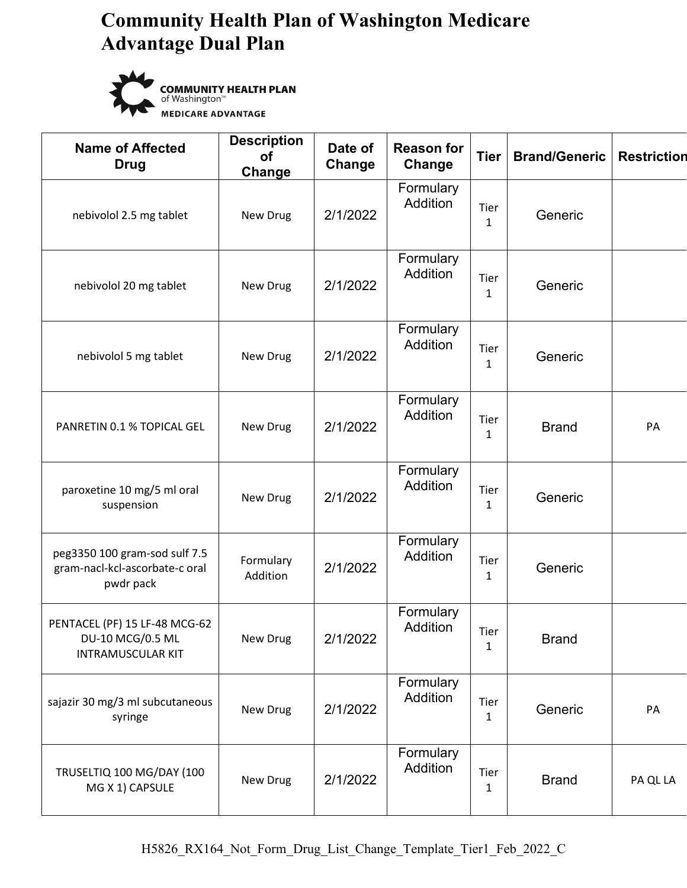# Community Health Plan of Washington Medicare Advantage Dual Plan

COMMUNITY HEALTH PLAN of Washington™ MEDICARE ADVANTAGE

| Name of Affected Drug | Description of Change | Date of Change | Reason for Change | Tier | Brand/Generic | Restriction |
|---|---|---|---|---|---|---|
| nebivolol 2.5 mg tablet | New Drug | 2/1/2022 | Formulary Addition | Tier 1 | Generic | |
| nebivolol 20 mg tablet | New Drug | 2/1/2022 | Formulary Addition | Tier 1 | Generic | |
| nebivolol 5 mg tablet | New Drug | 2/1/2022 | Formulary Addition | Tier 1 | Generic | |
| PANRETIN 0.1 % TOPICAL GEL | New Drug | 2/1/2022 | Formulary Addition | Tier 1 | Brand | PA |
| paroxetine 10 mg/5 ml oral suspension | New Drug | 2/1/2022 | Formulary Addition | Tier 1 | Generic | |
| peg3350 100 gram-sod sulf 7.5 gram-nacl-kcl-ascorbate-c oral pwdr pack | Formulary Addition | 2/1/2022 | Formulary Addition | Tier 1 | Generic | |
| PENTACEL (PF) 15 LF-48 MCG-62 DU-10 MCG/0.5 ML INTRAMUSCULAR KIT | New Drug | 2/1/2022 | Formulary Addition | Tier 1 | Brand | |
| sajazir 30 mg/3 ml subcutaneous syringe | New Drug | 2/1/2022 | Formulary Addition | Tier 1 | Generic | PA |
| TRUSELTIQ 100 MG/DAY (100 MG X 1) CAPSULE | New Drug | 2/1/2022 | Formulary Addition | Tier 1 | Brand | PA QL LA |

H5826_RX164_Not_Form_Drug_List_Change_Template_Tier1_Feb_2022_C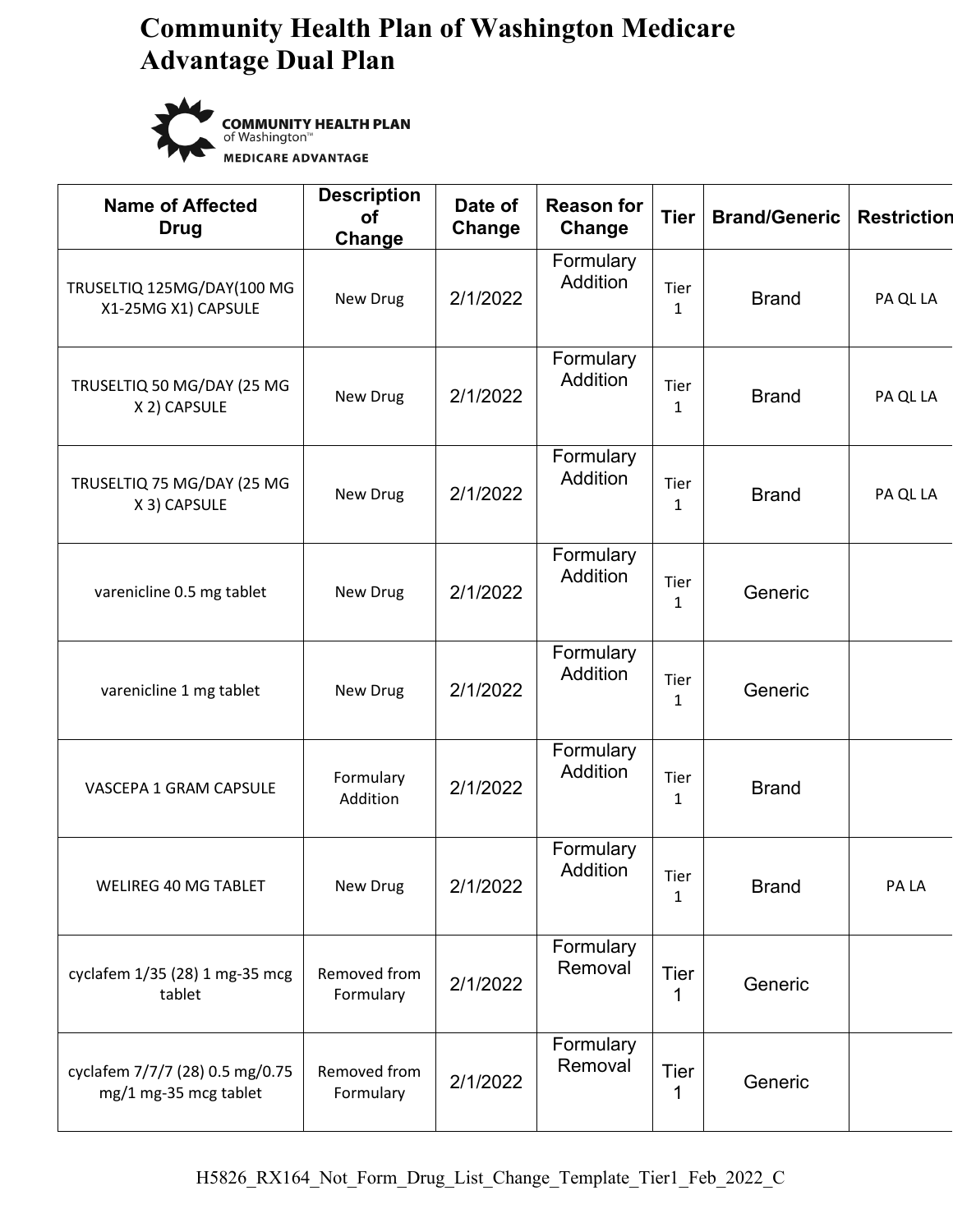# Community Health Plan of Washington Medicare Advantage Dual Plan

COMMUNITY HEALTH PLAN of Washington™ MEDICARE ADVANTAGE

| Name of Affected Drug | Description of Change | Date of Change | Reason for Change | Tier | Brand/Generic | Restriction |
|---|---|---|---|---|---|---|
| TRUSELTIQ 125MG/DAY(100 MG X1-25MG X1) CAPSULE | New Drug | 2/1/2022 | Formulary Addition | Tier 1 | Brand | PA QL LA |
| TRUSELTIQ 50 MG/DAY (25 MG X 2) CAPSULE | New Drug | 2/1/2022 | Formulary Addition | Tier 1 | Brand | PA QL LA |
| TRUSELTIQ 75 MG/DAY (25 MG X 3) CAPSULE | New Drug | 2/1/2022 | Formulary Addition | Tier 1 | Brand | PA QL LA |
| varenicline 0.5 mg tablet | New Drug | 2/1/2022 | Formulary Addition | Tier 1 | Generic | |
| varenicline 1 mg tablet | New Drug | 2/1/2022 | Formulary Addition | Tier 1 | Generic | |
| VASCEPA 1 GRAM CAPSULE | Formulary Addition | 2/1/2022 | Formulary Addition | Tier 1 | Brand | |
| WELIREG 40 MG TABLET | New Drug | 2/1/2022 | Formulary Addition | Tier 1 | Brand | PA LA |
| cyclafem 1/35 (28) 1 mg-35 mcg tablet | Removed from Formulary | 2/1/2022 | Formulary Removal | Tier 1 | Generic | |
| cyclafem 7/7/7 (28) 0.5 mg/0.75 mg/1 mg-35 mcg tablet | Removed from Formulary | 2/1/2022 | Formulary Removal | Tier 1 | Generic | |

H5826_RX164_Not_Form_Drug_List_Change_Template_Tier1_Feb_2022_C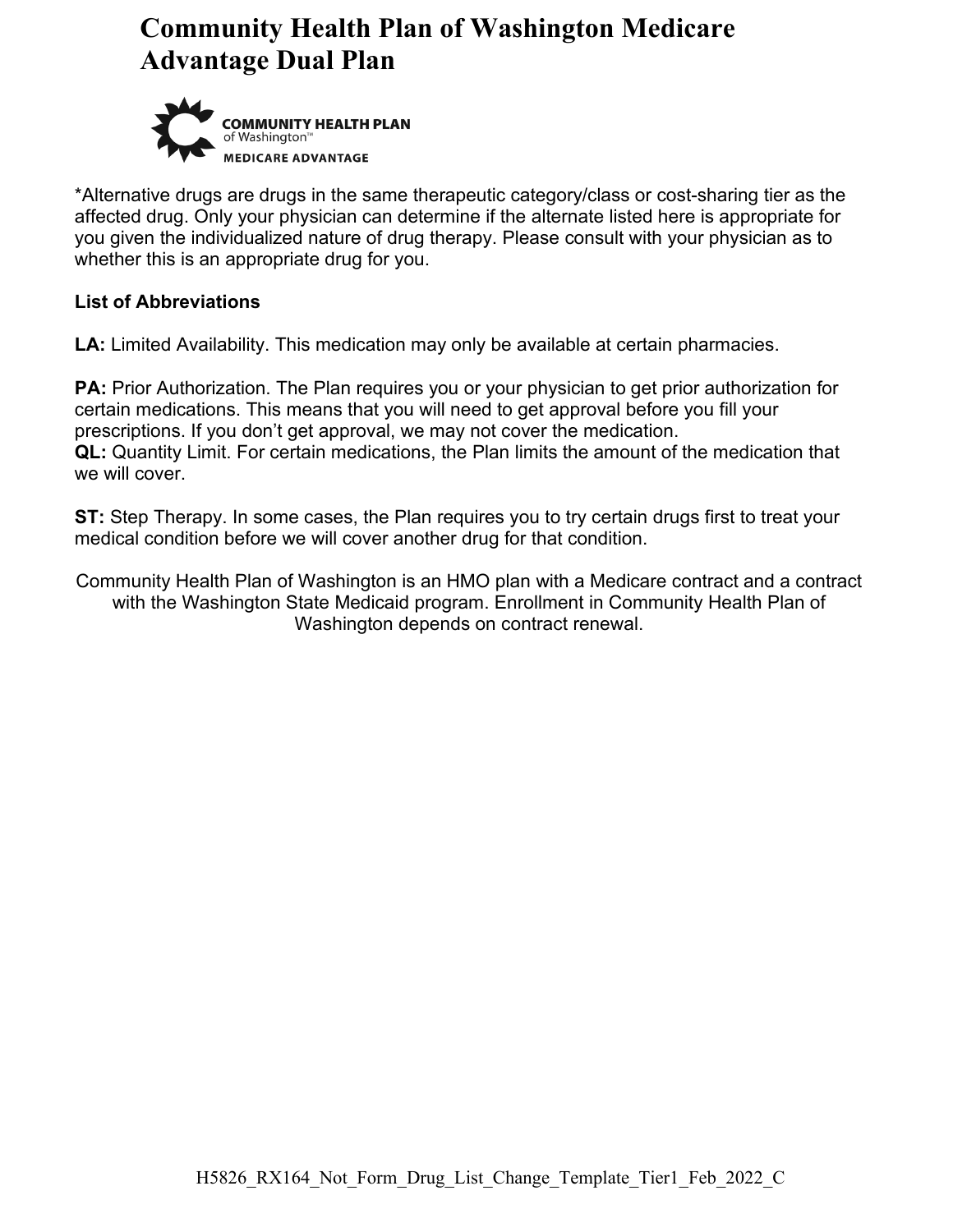# Community Health Plan of Washington Medicare Advantage Dual Plan

COMMUNITY HEALTH PLAN
of Washington™
MEDICARE ADVANTAGE

*Alternative drugs are drugs in the same therapeutic category/class or cost-sharing tier as the affected drug. Only your physician can determine if the alternate listed here is appropriate for you given the individualized nature of drug therapy. Please consult with your physician as to whether this is an appropriate drug for you.

**List of Abbreviations**

**LA:** Limited Availability. This medication may only be available at certain pharmacies.

**PA:** Prior Authorization. The Plan requires you or your physician to get prior authorization for certain medications. This means that you will need to get approval before you fill your prescriptions. If you don't get approval, we may not cover the medication.
**QL:** Quantity Limit. For certain medications, the Plan limits the amount of the medication that we will cover.

**ST:** Step Therapy. In some cases, the Plan requires you to try certain drugs first to treat your medical condition before we will cover another drug for that condition.

Community Health Plan of Washington is an HMO plan with a Medicare contract and a contract with the Washington State Medicaid program. Enrollment in Community Health Plan of Washington depends on contract renewal.

H5826_RX164_Not_Form_Drug_List_Change_Template_Tier1_Feb_2022_C